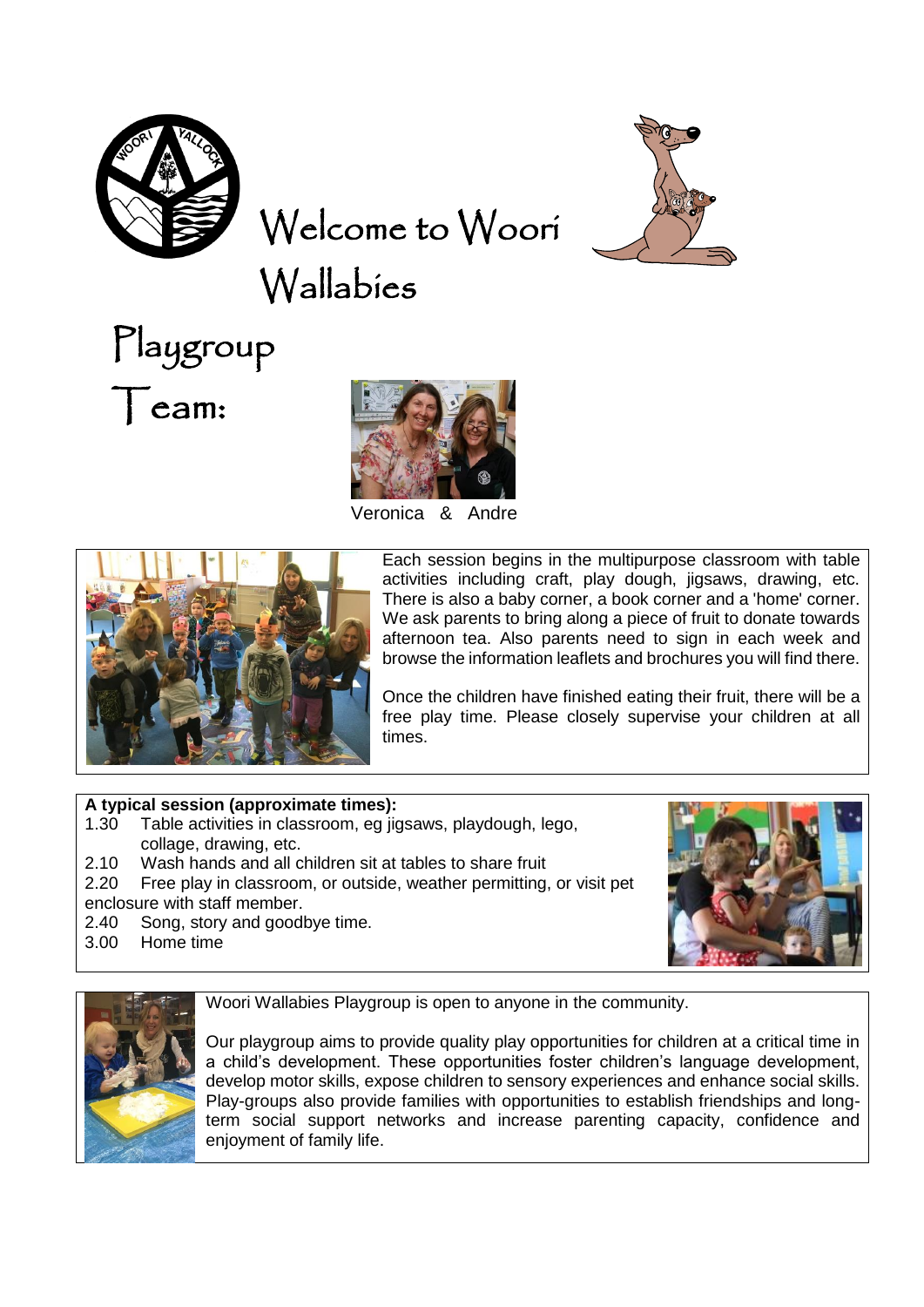# Welcome to Woori Wallabies

## Playgroup Team:

Veronica & Andre

Each session begins in the multipurpose classroom with table activities including craft, play dough, jigsaws, drawing, etc. There is also a baby corner, a book corner and a 'home' corner. We ask parents to bring along a piece of fruit to donate towards afternoon tea. Also parents need to sign in each week and browse the information leaflets and brochures you will find there.

Once the children have finished eating their fruit, there will be a free play time. Please closely supervise your children at all times.

**A typical session (approximate times):**

1.30 Table activities in classroom, eg jigsaws, playdough, lego, collage, drawing, etc.
2.10 Wash hands and all children sit at tables to share fruit
2.20 Free play in classroom, or outside, weather permitting, or visit pet enclosure with staff member.
2.40 Song, story and goodbye time.
3.00 Home time

Woori Wallabies Playgroup is open to anyone in the community.

Our playgroup aims to provide quality play opportunities for children at a critical time in a child's development. These opportunities foster children's language development, develop motor skills, expose children to sensory experiences and enhance social skills. Play-groups also provide families with opportunities to establish friendships and long-term social support networks and increase parenting capacity, confidence and enjoyment of family life.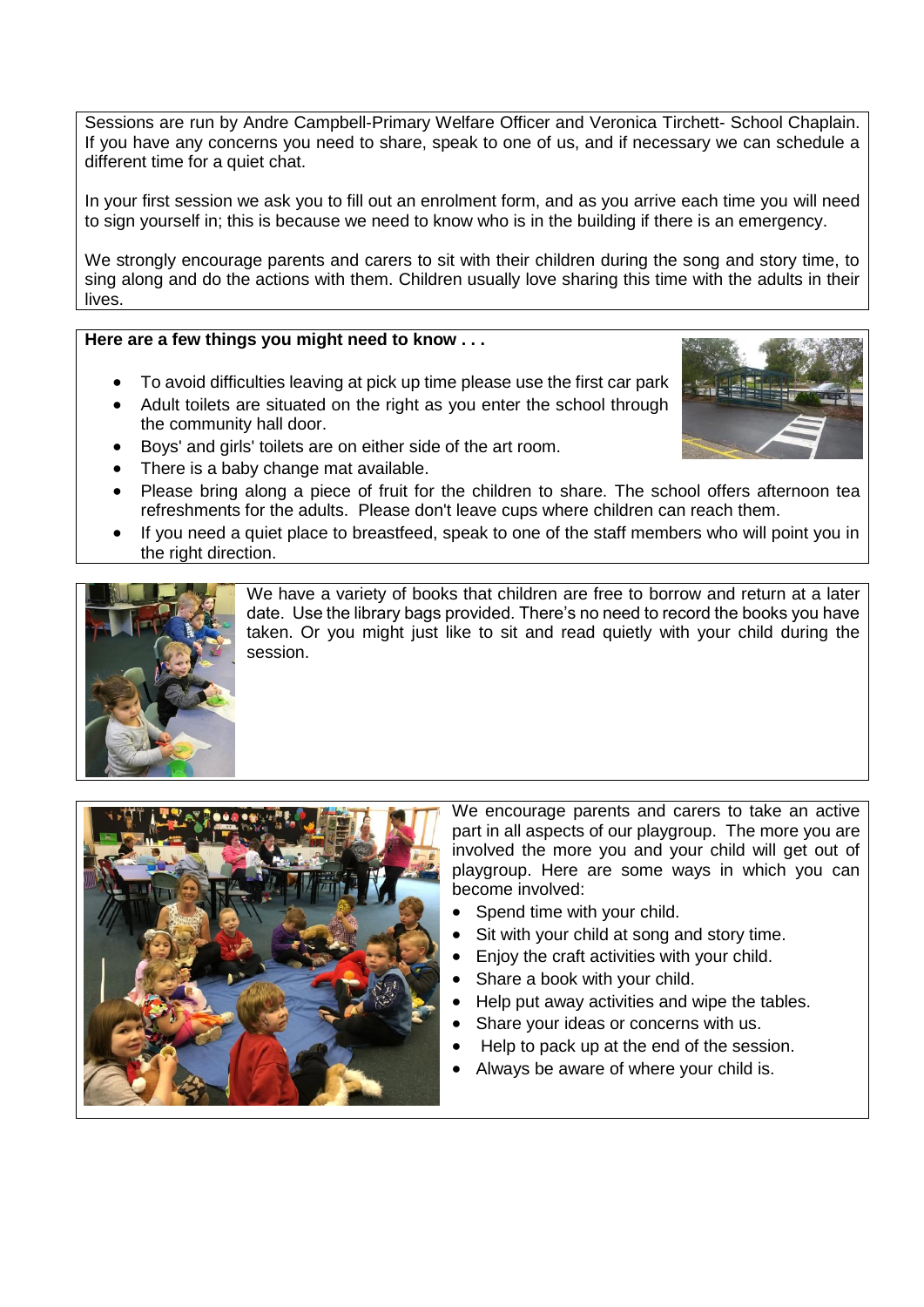Sessions are run by Andre Campbell-Primary Welfare Officer and Veronica Tirchett- School Chaplain. If you have any concerns you need to share, speak to one of us, and if necessary we can schedule a different time for a quiet chat.

In your first session we ask you to fill out an enrolment form, and as you arrive each time you will need to sign yourself in; this is because we need to know who is in the building if there is an emergency.

We strongly encourage parents and carers to sit with their children during the song and story time, to sing along and do the actions with them. Children usually love sharing this time with the adults in their lives.

**Here are a few things you might need to know . . .**

- To avoid difficulties leaving at pick up time please use the first car park
- Adult toilets are situated on the right as you enter the school through the community hall door.
- Boys' and girls' toilets are on either side of the art room.
- There is a baby change mat available.
- Please bring along a piece of fruit for the children to share. The school offers afternoon tea refreshments for the adults. Please don't leave cups where children can reach them.
- If you need a quiet place to breastfeed, speak to one of the staff members who will point you in the right direction.

We have a variety of books that children are free to borrow and return at a later date. Use the library bags provided. There's no need to record the books you have taken. Or you might just like to sit and read quietly with your child during the session.

We encourage parents and carers to take an active part in all aspects of our playgroup. The more you are involved the more you and your child will get out of playgroup. Here are some ways in which you can become involved:

- Spend time with your child.
- Sit with your child at song and story time.
- Enjoy the craft activities with your child.
- Share a book with your child.
- Help put away activities and wipe the tables.
- Share your ideas or concerns with us.
- Help to pack up at the end of the session.
- Always be aware of where your child is.